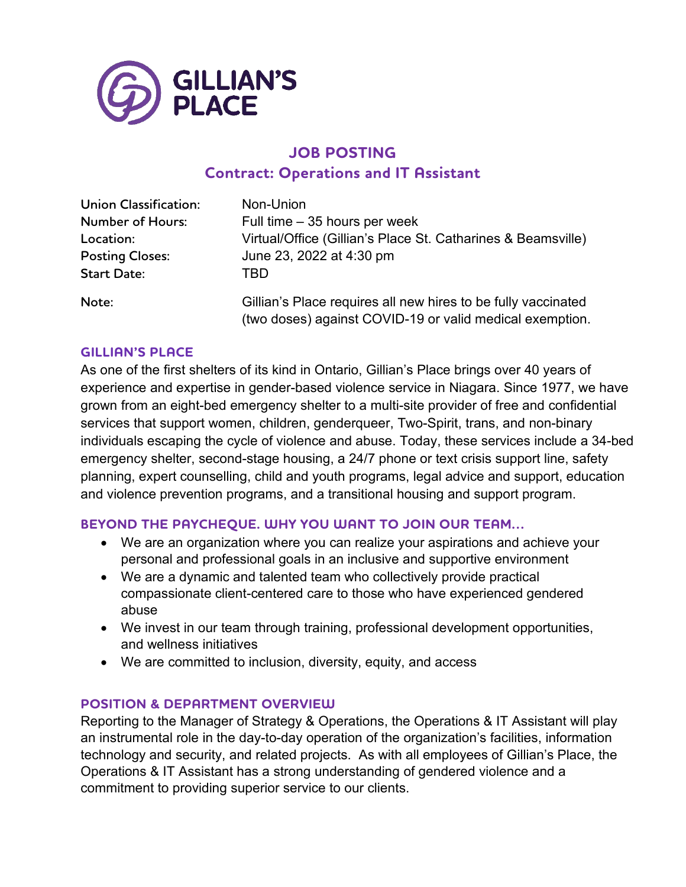GILLIAN'S PLACE

# JOB POSTING

## Contract: Operations and IT Assistant

| | |
|---|---|
| **Union Classification:** | Non-Union |
| **Number of Hours:** | Full time – 35 hours per week |
| **Location:** | Virtual/Office (Gillian's Place St. Catharines & Beamsville) |
| **Posting Closes:** | June 23, 2022 at 4:30 pm |
| **Start Date:** | TBD |
| **Note:** | Gillian's Place requires all new hires to be fully vaccinated (two doses) against COVID-19 or valid medical exemption. |

### GILLIAN'S PLACE

As one of the first shelters of its kind in Ontario, Gillian's Place brings over 40 years of experience and expertise in gender-based violence service in Niagara. Since 1977, we have grown from an eight-bed emergency shelter to a multi-site provider of free and confidential services that support women, children, genderqueer, Two-Spirit, trans, and non-binary individuals escaping the cycle of violence and abuse. Today, these services include a 34-bed emergency shelter, second-stage housing, a 24/7 phone or text crisis support line, safety planning, expert counselling, child and youth programs, legal advice and support, education and violence prevention programs, and a transitional housing and support program.

### BEYOND THE PAYCHEQUE. WHY YOU WANT TO JOIN OUR TEAM...

- We are an organization where you can realize your aspirations and achieve your personal and professional goals in an inclusive and supportive environment
- We are a dynamic and talented team who collectively provide practical compassionate client-centered care to those who have experienced gendered abuse
- We invest in our team through training, professional development opportunities, and wellness initiatives
- We are committed to inclusion, diversity, equity, and access

### POSITION & DEPARTMENT OVERVIEW

Reporting to the Manager of Strategy & Operations, the Operations & IT Assistant will play an instrumental role in the day-to-day operation of the organization's facilities, information technology and security, and related projects. As with all employees of Gillian's Place, the Operations & IT Assistant has a strong understanding of gendered violence and a commitment to providing superior service to our clients.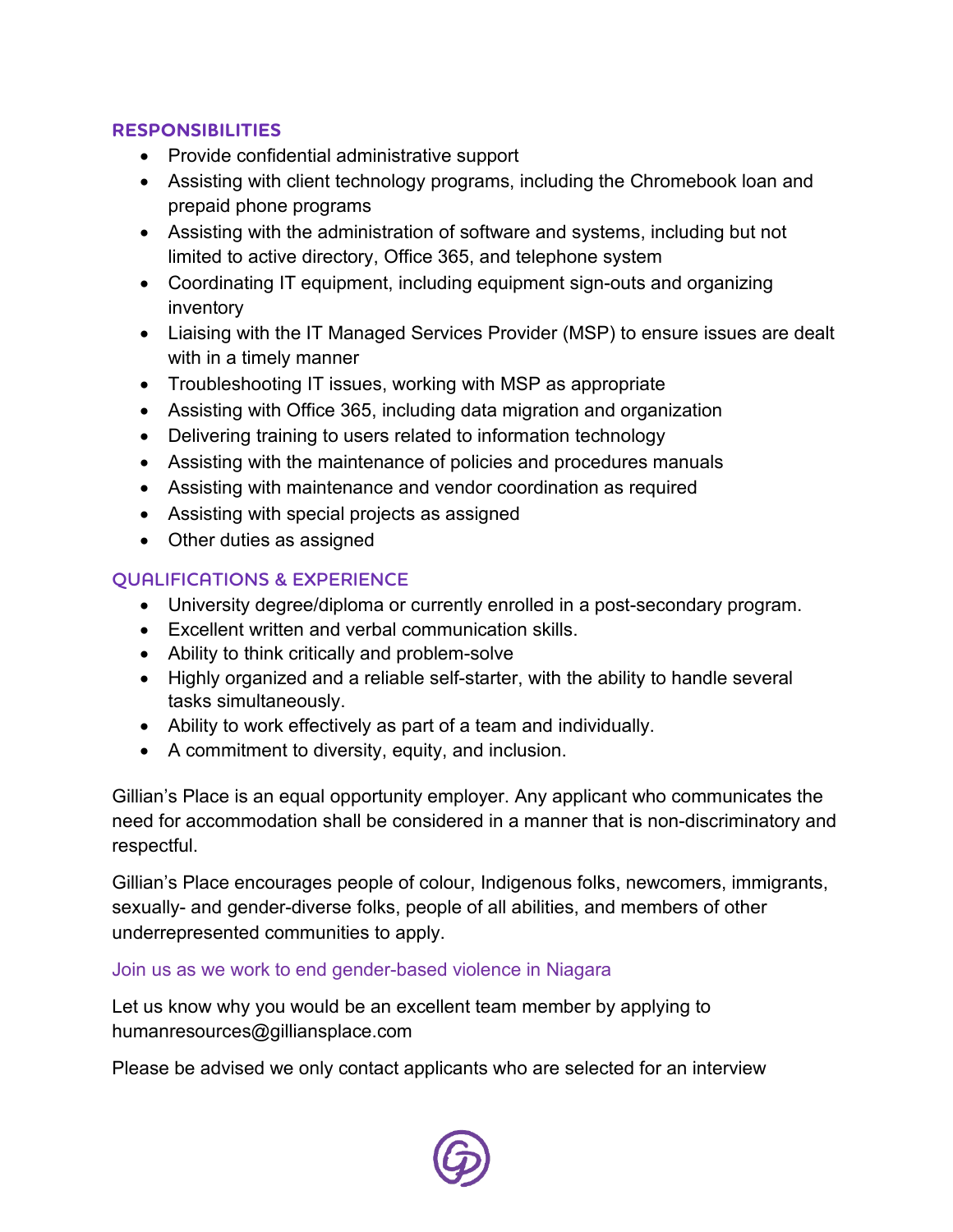## RESPONSIBILITIES

- Provide confidential administrative support
- Assisting with client technology programs, including the Chromebook loan and prepaid phone programs
- Assisting with the administration of software and systems, including but not limited to active directory, Office 365, and telephone system
- Coordinating IT equipment, including equipment sign-outs and organizing inventory
- Liaising with the IT Managed Services Provider (MSP) to ensure issues are dealt with in a timely manner
- Troubleshooting IT issues, working with MSP as appropriate
- Assisting with Office 365, including data migration and organization
- Delivering training to users related to information technology
- Assisting with the maintenance of policies and procedures manuals
- Assisting with maintenance and vendor coordination as required
- Assisting with special projects as assigned
- Other duties as assigned

## QUALIFICATIONS & EXPERIENCE

- University degree/diploma or currently enrolled in a post-secondary program.
- Excellent written and verbal communication skills.
- Ability to think critically and problem-solve
- Highly organized and a reliable self-starter, with the ability to handle several tasks simultaneously.
- Ability to work effectively as part of a team and individually.
- A commitment to diversity, equity, and inclusion.

Gillian's Place is an equal opportunity employer. Any applicant who communicates the need for accommodation shall be considered in a manner that is non-discriminatory and respectful.

Gillian's Place encourages people of colour, Indigenous folks, newcomers, immigrants, sexually- and gender-diverse folks, people of all abilities, and members of other underrepresented communities to apply.

Join us as we work to end gender-based violence in Niagara

Let us know why you would be an excellent team member by applying to humanresources@gilliansplace.com

Please be advised we only contact applicants who are selected for an interview